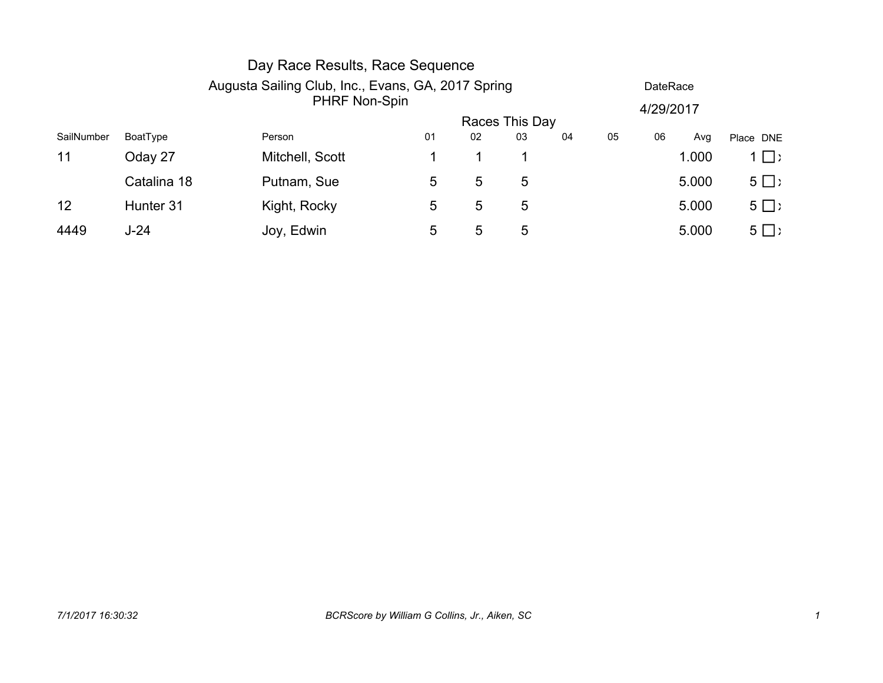# Day Race Results, Race Sequence

Augusta Sailing Club, Inc., Evans, GA, 2017 Spring
PHRF Non-Spin

DateRace
4/29/2017

| SailNumber | BoatType | Person | Races This Day 01 | 02 | 03 | 04 | 05 | 06 | Avg | Place | DNE |
|---|---|---|---|---|---|---|---|---|---|---|---|
| 11 | Oday 27 | Mitchell, Scott | 1 | 1 | 1 | | | | 1.000 | 1 | ☐ |
| | Catalina 18 | Putnam, Sue | 5 | 5 | 5 | | | | 5.000 | 5 | ☐ |
| 12 | Hunter 31 | Kight, Rocky | 5 | 5 | 5 | | | | 5.000 | 5 | ☐ |
| 4449 | J-24 | Joy, Edwin | 5 | 5 | 5 | | | | 5.000 | 5 | ☐ |

*7/1/2017 16:30:32* *BCRScore by William G Collins, Jr., Aiken, SC*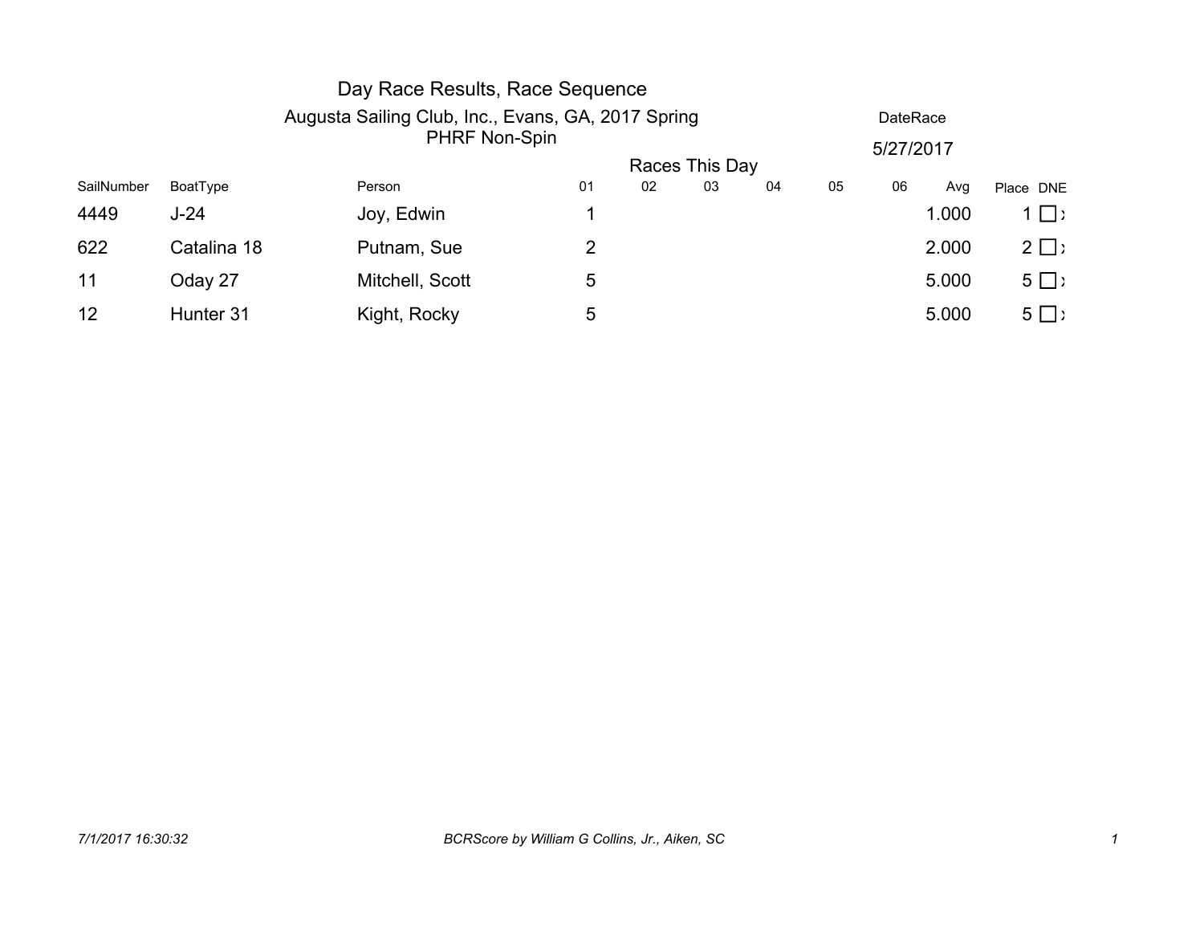# Day Race Results, Race Sequence

## Augusta Sailing Club, Inc., Evans, GA, 2017 Spring
### PHRF Non-Spin

DateRace
5/27/2017

| SailNumber | BoatType | Person | Races This Day 01 | 02 | 03 | 04 | 05 | 06 | Avg | Place | DNE |
|---|---|---|---|---|---|---|---|---|---|---|---|
| 4449 | J-24 | Joy, Edwin | 1 | | | | | | 1.000 | 1 | ☐ |
| 622 | Catalina 18 | Putnam, Sue | 2 | | | | | | 2.000 | 2 | ☐ |
| 11 | Oday 27 | Mitchell, Scott | 5 | | | | | | 5.000 | 5 | ☐ |
| 12 | Hunter 31 | Kight, Rocky | 5 | | | | | | 5.000 | 5 | ☐ |

*7/1/2017 16:30:32* *BCRScore by William G Collins, Jr., Aiken, SC*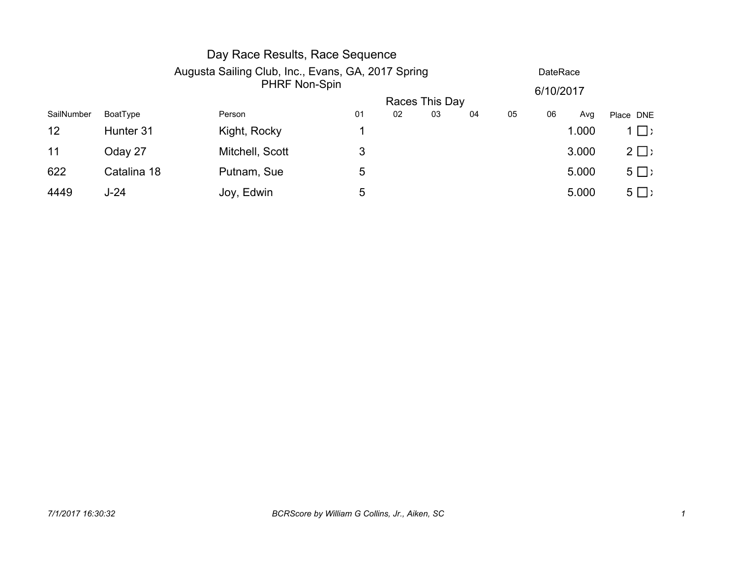# Day Race Results, Race Sequence

## Augusta Sailing Club, Inc., Evans, GA, 2017 Spring

### PHRF Non-Spin

DateRace

6/10/2017

| SailNumber | BoatType | Person | Races This Day 01 | 02 | 03 | 04 | 05 | 06 | Avg | Place | DNE |
|---|---|---|---|---|---|---|---|---|---|---|---|
| 12 | Hunter 31 | Kight, Rocky | 1 | | | | | | 1.000 | 1 | ☐ x |
| 11 | Oday 27 | Mitchell, Scott | 3 | | | | | | 3.000 | 2 | ☐ x |
| 622 | Catalina 18 | Putnam, Sue | 5 | | | | | | 5.000 | 5 | ☐ x |
| 4449 | J-24 | Joy, Edwin | 5 | | | | | | 5.000 | 5 | ☐ x |

*7/1/2017 16:30:32* *BCRScore by William G Collins, Jr., Aiken, SC*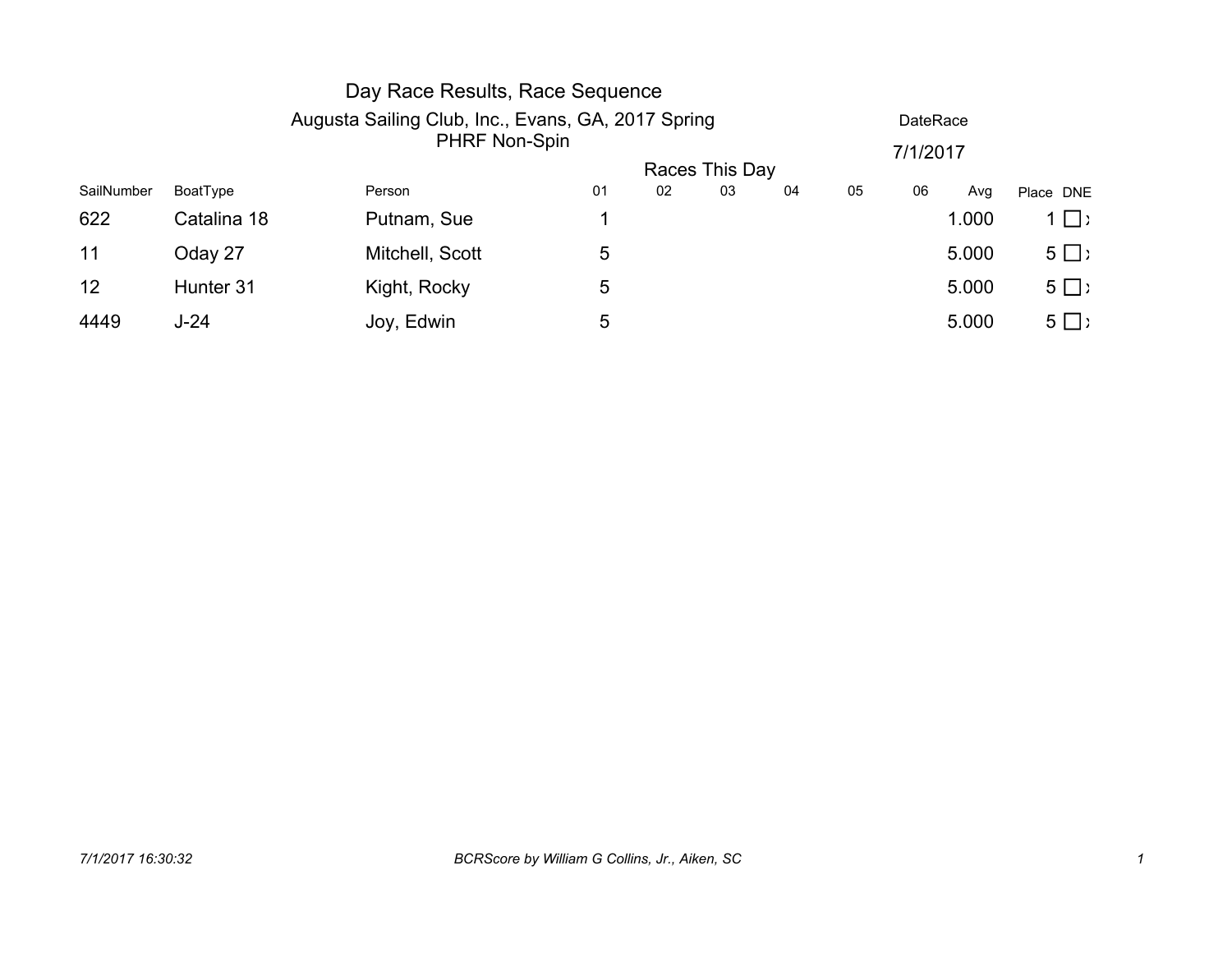# Day Race Results, Race Sequence

Augusta Sailing Club, Inc., Evans, GA, 2017 Spring
PHRF Non-Spin

DateRace
7/1/2017

| SailNumber | BoatType | Person | 01 | 02 | 03 | 04 | 05 | 06 | Avg | Place | DNE |
|---|---|---|---|---|---|---|---|---|---|---|---|
| | | | Races This Day | | | | | | | | |
| 622 | Catalina 18 | Putnam, Sue | 1 | | | | | | 1.000 | 1 | ☐ x |
| 11 | Oday 27 | Mitchell, Scott | 5 | | | | | | 5.000 | 5 | ☐ x |
| 12 | Hunter 31 | Kight, Rocky | 5 | | | | | | 5.000 | 5 | ☐ x |
| 4449 | J-24 | Joy, Edwin | 5 | | | | | | 5.000 | 5 | ☐ x |

*7/1/2017 16:30:32* *BCRScore by William G Collins, Jr., Aiken, SC*